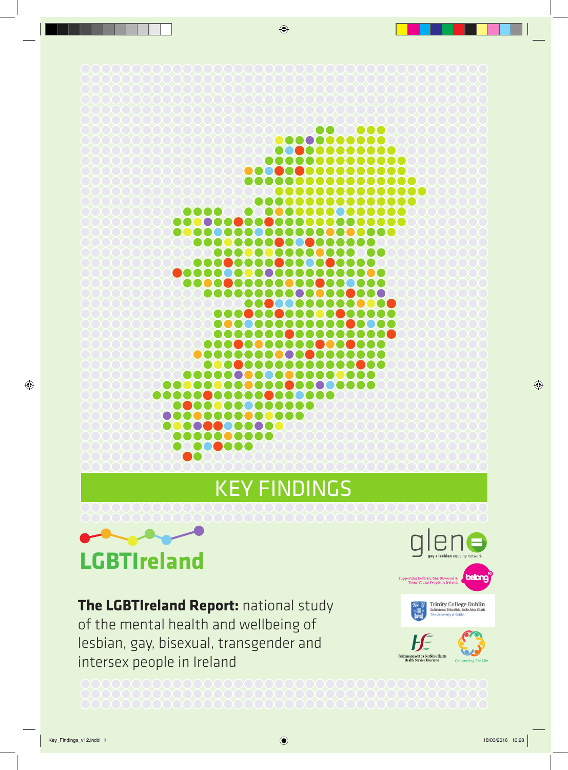# KEY FINDINGS

**LGBTIreland**

**The LGBTIreland Report:** national study of the mental health and wellbeing of lesbian, gay, bisexual, transgender and intersex people in Ireland

glen gay + lesbian equality network

Supporting Lesbian, Gay, Bisexual & Trans Young People in Ireland — belong to

Trinity College Dublin — Coláiste na Tríonóide, Baile Átha Cliath — The University of Dublin

Feidhmeannacht na Seirbhíse Sláinte — Health Service Executive

Connecting For Life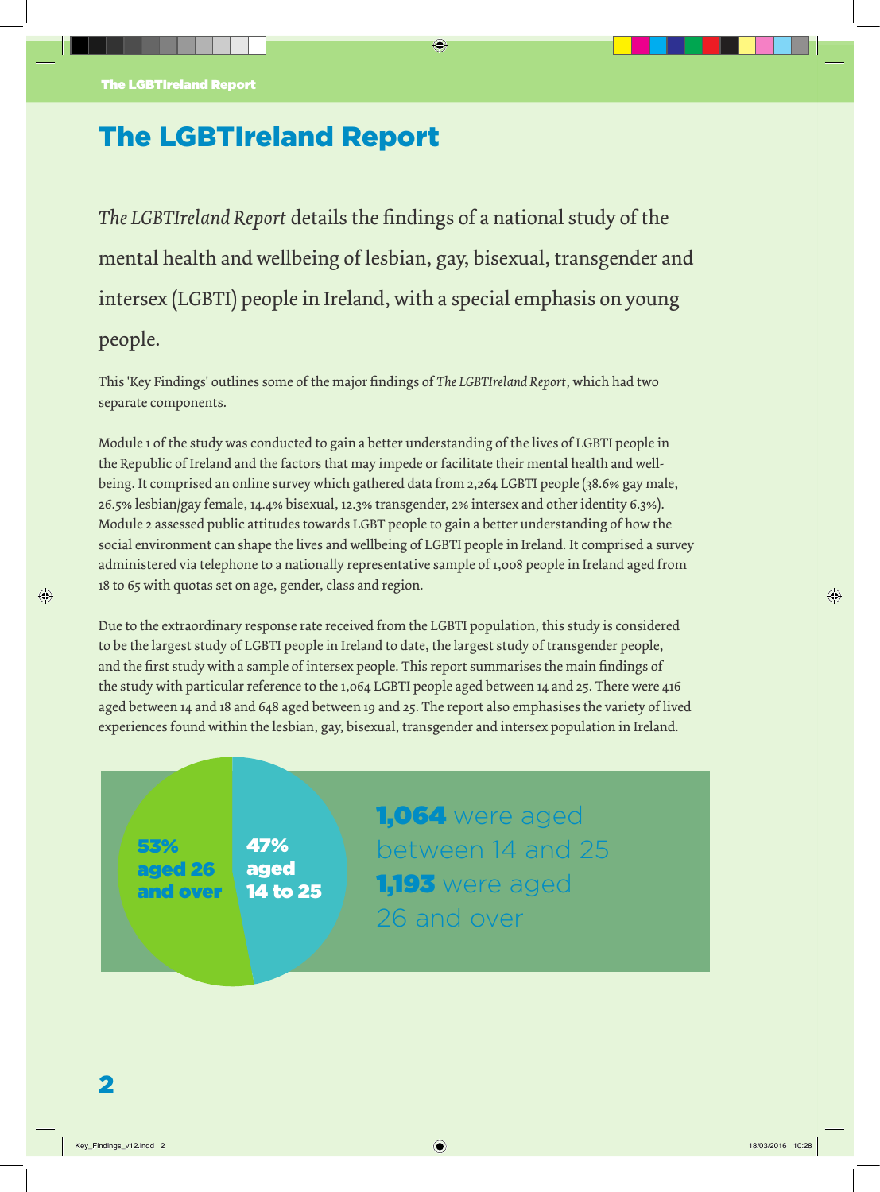# The LGBTIreland Report

*The LGBTIreland Report* details the findings of a national study of the mental health and wellbeing of lesbian, gay, bisexual, transgender and intersex (LGBTI) people in Ireland, with a special emphasis on young people.

This 'Key Findings' outlines some of the major findings of *The LGBTIreland Report*, which had two separate components.

Module 1 of the study was conducted to gain a better understanding of the lives of LGBTI people in the Republic of Ireland and the factors that may impede or facilitate their mental health and well-being. It comprised an online survey which gathered data from 2,264 LGBTI people (38.6% gay male, 26.5% lesbian/gay female, 14.4% bisexual, 12.3% transgender, 2% intersex and other identity 6.3%). Module 2 assessed public attitudes towards LGBT people to gain a better understanding of how the social environment can shape the lives and wellbeing of LGBTI people in Ireland. It comprised a survey administered via telephone to a nationally representative sample of 1,008 people in Ireland aged from 18 to 65 with quotas set on age, gender, class and region.

Due to the extraordinary response rate received from the LGBTI population, this study is considered to be the largest study of LGBTI people in Ireland to date, the largest study of transgender people, and the first study with a sample of intersex people. This report summarises the main findings of the study with particular reference to the 1,064 LGBTI people aged between 14 and 25. There were 416 aged between 14 and 18 and 648 aged between 19 and 25. The report also emphasises the variety of lived experiences found within the lesbian, gay, bisexual, transgender and intersex population in Ireland.

**53%** aged 26 and over

**47%** aged 14 to 25

**1,064** were aged between 14 and 25
**1,193** were aged 26 and over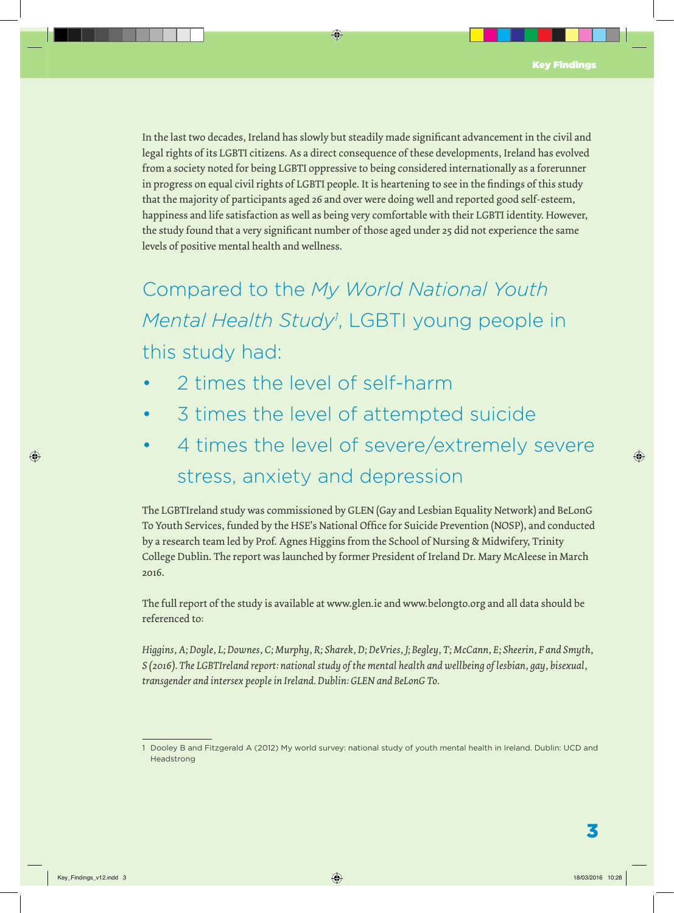In the last two decades, Ireland has slowly but steadily made significant advancement in the civil and legal rights of its LGBTI citizens. As a direct consequence of these developments, Ireland has evolved from a society noted for being LGBTI oppressive to being considered internationally as a forerunner in progress on equal civil rights of LGBTI people. It is heartening to see in the findings of this study that the majority of participants aged 26 and over were doing well and reported good self-esteem, happiness and life satisfaction as well as being very comfortable with their LGBTI identity. However, the study found that a very significant number of those aged under 25 did not experience the same levels of positive mental health and wellness.

## Compared to the *My World National Youth Mental Health Study*[1], LGBTI young people in this study had:

- 2 times the level of self-harm
- 3 times the level of attempted suicide
- 4 times the level of severe/extremely severe stress, anxiety and depression

The LGBTIreland study was commissioned by GLEN (Gay and Lesbian Equality Network) and BeLonG To Youth Services, funded by the HSE's National Office for Suicide Prevention (NOSP), and conducted by a research team led by Prof. Agnes Higgins from the School of Nursing & Midwifery, Trinity College Dublin. The report was launched by former President of Ireland Dr. Mary McAleese in March 2016.

The full report of the study is available at www.glen.ie and www.belongto.org and all data should be referenced to:

*Higgins, A; Doyle, L; Downes, C; Murphy, R; Sharek, D; DeVries, J; Begley, T; McCann, E; Sheerin, F and Smyth, S (2016). The LGBTIreland report: national study of the mental health and wellbeing of lesbian, gay, bisexual, transgender and intersex people in Ireland. Dublin: GLEN and BeLonG To.*

---

1 Dooley B and Fitzgerald A (2012) My world survey: national study of youth mental health in Ireland. Dublin: UCD and Headstrong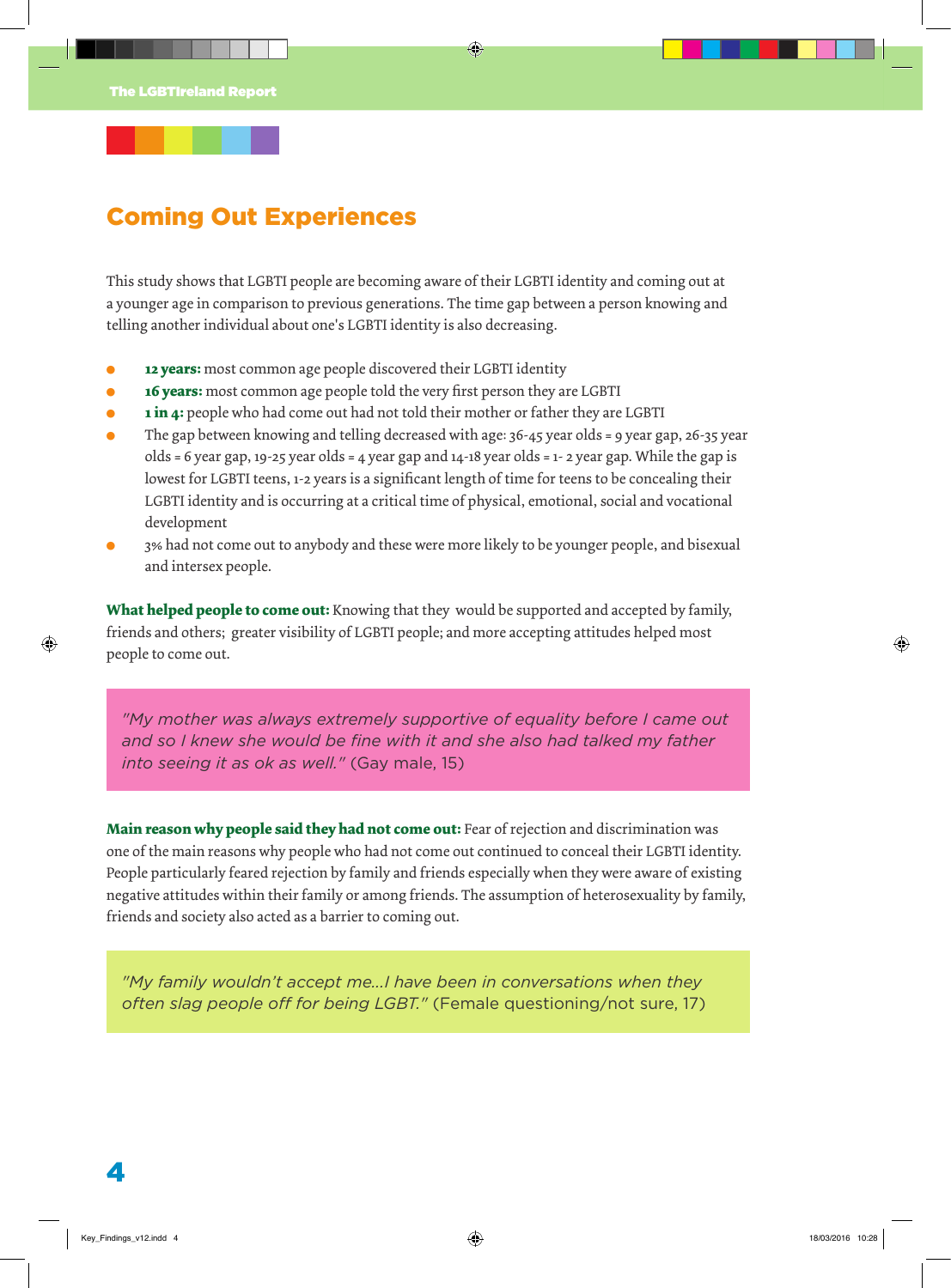## Coming Out Experiences

This study shows that LGBTI people are becoming aware of their LGBTI identity and coming out at a younger age in comparison to previous generations. The time gap between a person knowing and telling another individual about one's LGBTI identity is also decreasing.

- **12 years:** most common age people discovered their LGBTI identity
- **16 years:** most common age people told the very first person they are LGBTI
- **1 in 4:** people who had come out had not told their mother or father they are LGBTI
- The gap between knowing and telling decreased with age: 36-45 year olds = 9 year gap, 26-35 year olds = 6 year gap, 19-25 year olds = 4 year gap and 14-18 year olds = 1- 2 year gap. While the gap is lowest for LGBTI teens, 1-2 years is a significant length of time for teens to be concealing their LGBTI identity and is occurring at a critical time of physical, emotional, social and vocational development
- 3% had not come out to anybody and these were more likely to be younger people, and bisexual and intersex people.

**What helped people to come out:** Knowing that they would be supported and accepted by family, friends and others; greater visibility of LGBTI people; and more accepting attitudes helped most people to come out.

> *"My mother was always extremely supportive of equality before I came out and so I knew she would be fine with it and she also had talked my father into seeing it as ok as well."* (Gay male, 15)

**Main reason why people said they had not come out:** Fear of rejection and discrimination was one of the main reasons why people who had not come out continued to conceal their LGBTI identity. People particularly feared rejection by family and friends especially when they were aware of existing negative attitudes within their family or among friends. The assumption of heterosexuality by family, friends and society also acted as a barrier to coming out.

> *"My family wouldn't accept me...I have been in conversations when they often slag people off for being LGBT."* (Female questioning/not sure, 17)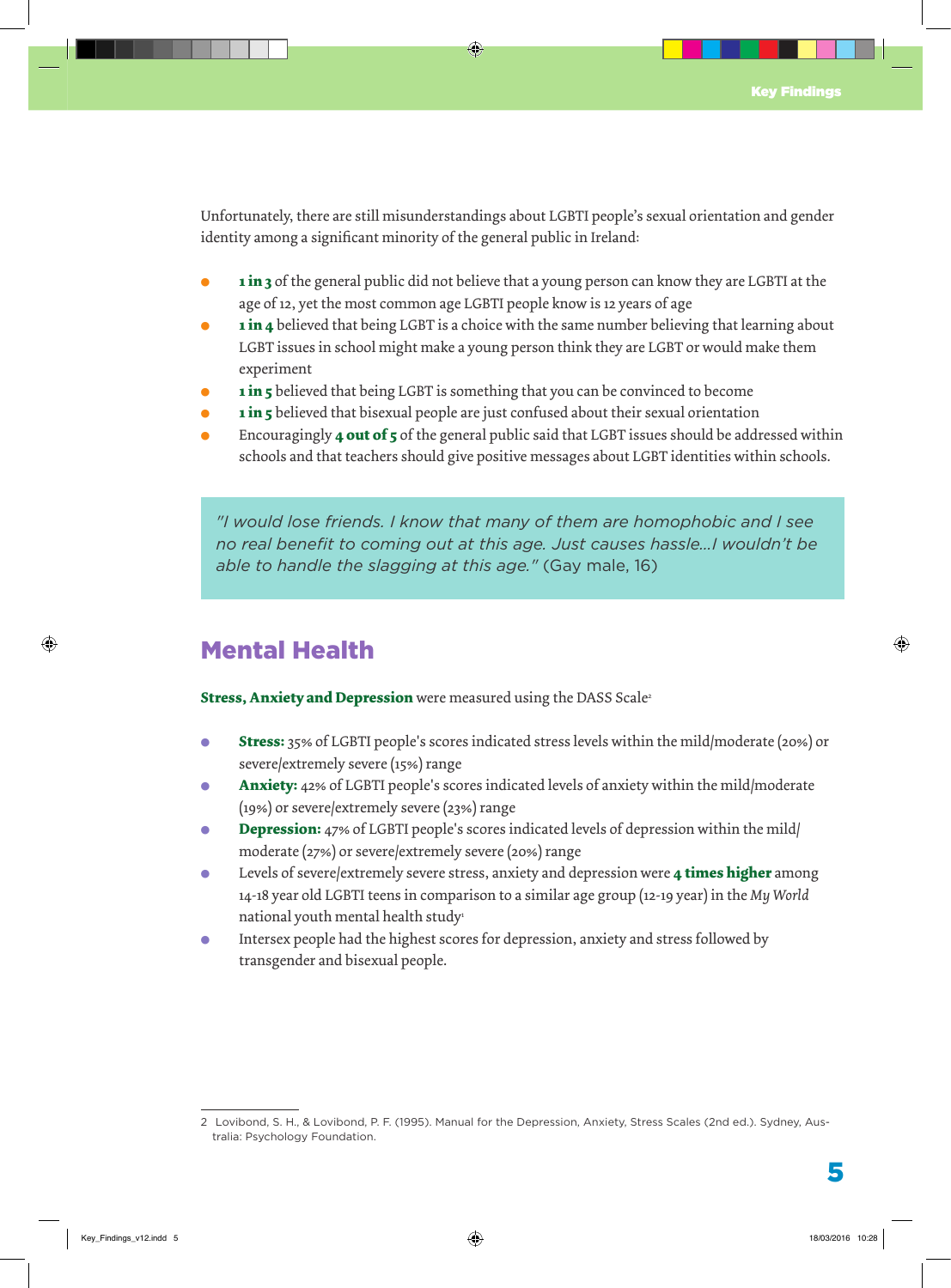Unfortunately, there are still misunderstandings about LGBTI people's sexual orientation and gender identity among a significant minority of the general public in Ireland:

- **1 in 3** of the general public did not believe that a young person can know they are LGBTI at the age of 12, yet the most common age LGBTI people know is 12 years of age
- **1 in 4** believed that being LGBT is a choice with the same number believing that learning about LGBT issues in school might make a young person think they are LGBT or would make them experiment
- **1 in 5** believed that being LGBT is something that you can be convinced to become
- **1 in 5** believed that bisexual people are just confused about their sexual orientation
- Encouragingly **4 out of 5** of the general public said that LGBT issues should be addressed within schools and that teachers should give positive messages about LGBT identities within schools.

> *"I would lose friends. I know that many of them are homophobic and I see no real benefit to coming out at this age. Just causes hassle...I wouldn't be able to handle the slagging at this age."* (Gay male, 16)

## Mental Health

**Stress, Anxiety and Depression** were measured using the DASS Scale[2]

- **Stress:** 35% of LGBTI people's scores indicated stress levels within the mild/moderate (20%) or severe/extremely severe (15%) range
- **Anxiety:** 42% of LGBTI people's scores indicated levels of anxiety within the mild/moderate (19%) or severe/extremely severe (23%) range
- **Depression:** 47% of LGBTI people's scores indicated levels of depression within the mild/moderate (27%) or severe/extremely severe (20%) range
- Levels of severe/extremely severe stress, anxiety and depression were **4 times higher** among 14-18 year old LGBTI teens in comparison to a similar age group (12-19 year) in the *My World* national youth mental health study[1]
- Intersex people had the highest scores for depression, anxiety and stress followed by transgender and bisexual people.

---

2 Lovibond, S. H., & Lovibond, P. F. (1995). Manual for the Depression, Anxiety, Stress Scales (2nd ed.). Sydney, Australia: Psychology Foundation.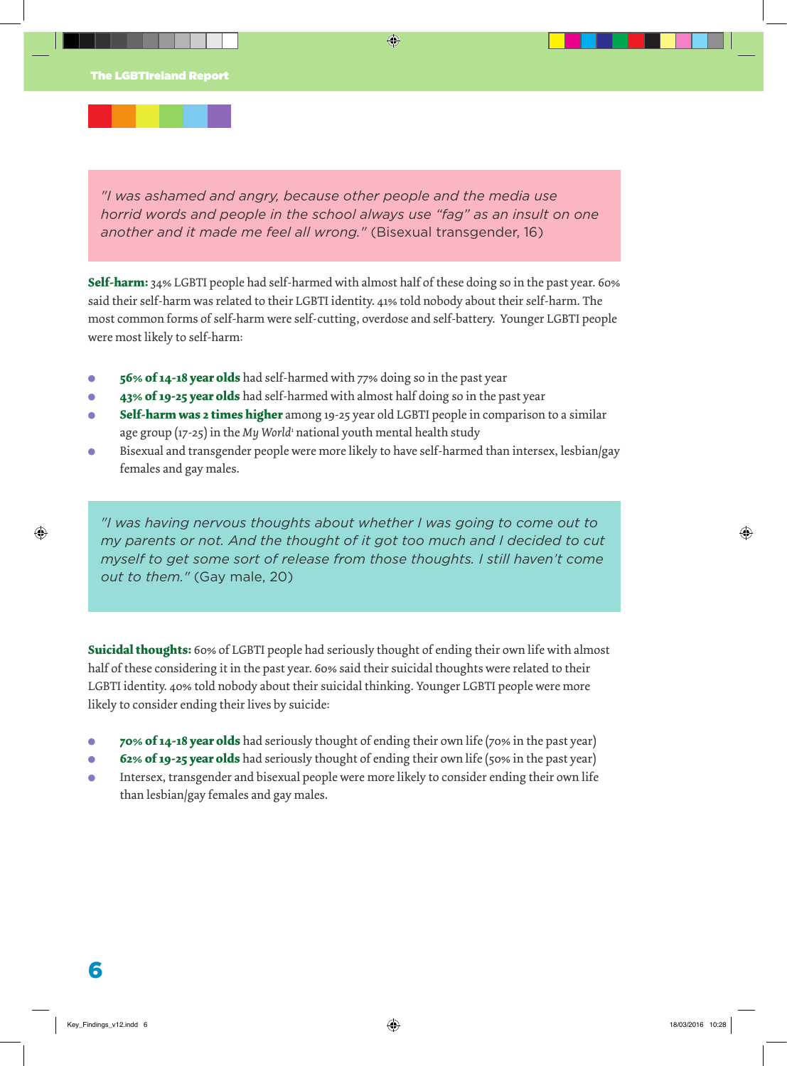> *"I was ashamed and angry, because other people and the media use horrid words and people in the school always use "fag" as an insult on one another and it made me feel all wrong."* (Bisexual transgender, 16)

**Self-harm:** 34% LGBTI people had self-harmed with almost half of these doing so in the past year. 60% said their self-harm was related to their LGBTI identity. 41% told nobody about their self-harm. The most common forms of self-harm were self-cutting, overdose and self-battery. Younger LGBTI people were most likely to self-harm:

- **56% of 14-18 year olds** had self-harmed with 77% doing so in the past year
- **43% of 19-25 year olds** had self-harmed with almost half doing so in the past year
- **Self-harm was 2 times higher** among 19-25 year old LGBTI people in comparison to a similar age group (17-25) in the *My World*[1] national youth mental health study
- Bisexual and transgender people were more likely to have self-harmed than intersex, lesbian/gay females and gay males.

> *"I was having nervous thoughts about whether I was going to come out to my parents or not. And the thought of it got too much and I decided to cut myself to get some sort of release from those thoughts. I still haven't come out to them."* (Gay male, 20)

**Suicidal thoughts:** 60% of LGBTI people had seriously thought of ending their own life with almost half of these considering it in the past year. 60% said their suicidal thoughts were related to their LGBTI identity. 40% told nobody about their suicidal thinking. Younger LGBTI people were more likely to consider ending their lives by suicide:

- **70% of 14-18 year olds** had seriously thought of ending their own life (70% in the past year)
- **62% of 19-25 year olds** had seriously thought of ending their own life (50% in the past year)
- Intersex, transgender and bisexual people were more likely to consider ending their own life than lesbian/gay females and gay males.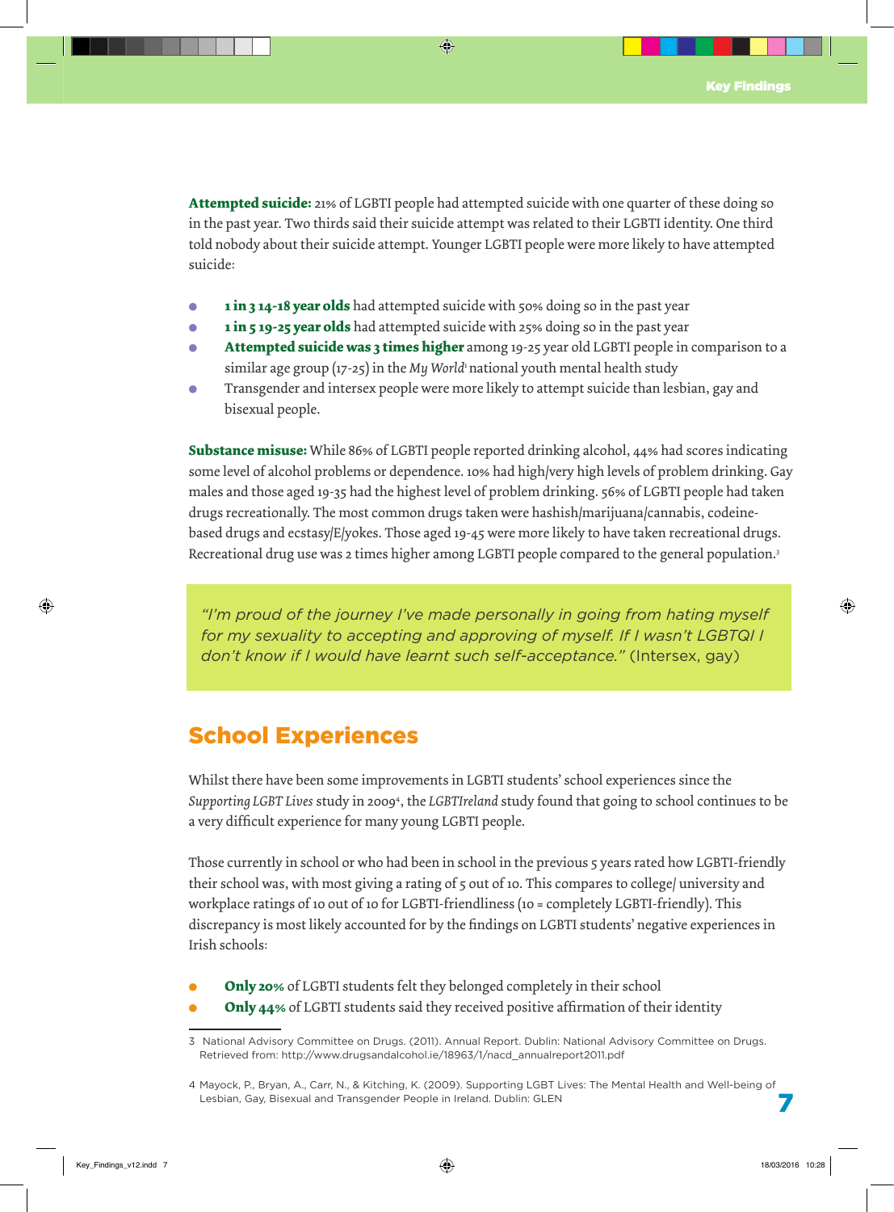**Attempted suicide:** 21% of LGBTI people had attempted suicide with one quarter of these doing so in the past year. Two thirds said their suicide attempt was related to their LGBTI identity. One third told nobody about their suicide attempt. Younger LGBTI people were more likely to have attempted suicide:

- **1 in 3 14-18 year olds** had attempted suicide with 50% doing so in the past year
- **1 in 5 19-25 year olds** had attempted suicide with 25% doing so in the past year
- **Attempted suicide was 3 times higher** among 19-25 year old LGBTI people in comparison to a similar age group (17-25) in the *My World*[1] national youth mental health study
- Transgender and intersex people were more likely to attempt suicide than lesbian, gay and bisexual people.

**Substance misuse:** While 86% of LGBTI people reported drinking alcohol, 44% had scores indicating some level of alcohol problems or dependence. 10% had high/very high levels of problem drinking. Gay males and those aged 19-35 had the highest level of problem drinking. 56% of LGBTI people had taken drugs recreationally. The most common drugs taken were hashish/marijuana/cannabis, codeine-based drugs and ecstasy/E/yokes. Those aged 19-45 were more likely to have taken recreational drugs. Recreational drug use was 2 times higher among LGBTI people compared to the general population.[3]

> *"I'm proud of the journey I've made personally in going from hating myself for my sexuality to accepting and approving of myself. If I wasn't LGBTQI I don't know if I would have learnt such self-acceptance."* (Intersex, gay)

## School Experiences

Whilst there have been some improvements in LGBTI students' school experiences since the *Supporting LGBT Lives* study in 2009[4], the *LGBTIreland* study found that going to school continues to be a very difficult experience for many young LGBTI people.

Those currently in school or who had been in school in the previous 5 years rated how LGBTI-friendly their school was, with most giving a rating of 5 out of 10. This compares to college/ university and workplace ratings of 10 out of 10 for LGBTI-friendliness (10 = completely LGBTI-friendly). This discrepancy is most likely accounted for by the findings on LGBTI students' negative experiences in Irish schools:

- **Only 20%** of LGBTI students felt they belonged completely in their school
- **Only 44%** of LGBTI students said they received positive affirmation of their identity

3 National Advisory Committee on Drugs. (2011). Annual Report. Dublin: National Advisory Committee on Drugs. Retrieved from: http://www.drugsandalcohol.ie/18963/1/nacd_annualreport2011.pdf

4 Mayock, P., Bryan, A., Carr, N., & Kitching, K. (2009). Supporting LGBT Lives: The Mental Health and Well-being of Lesbian, Gay, Bisexual and Transgender People in Ireland. Dublin: GLEN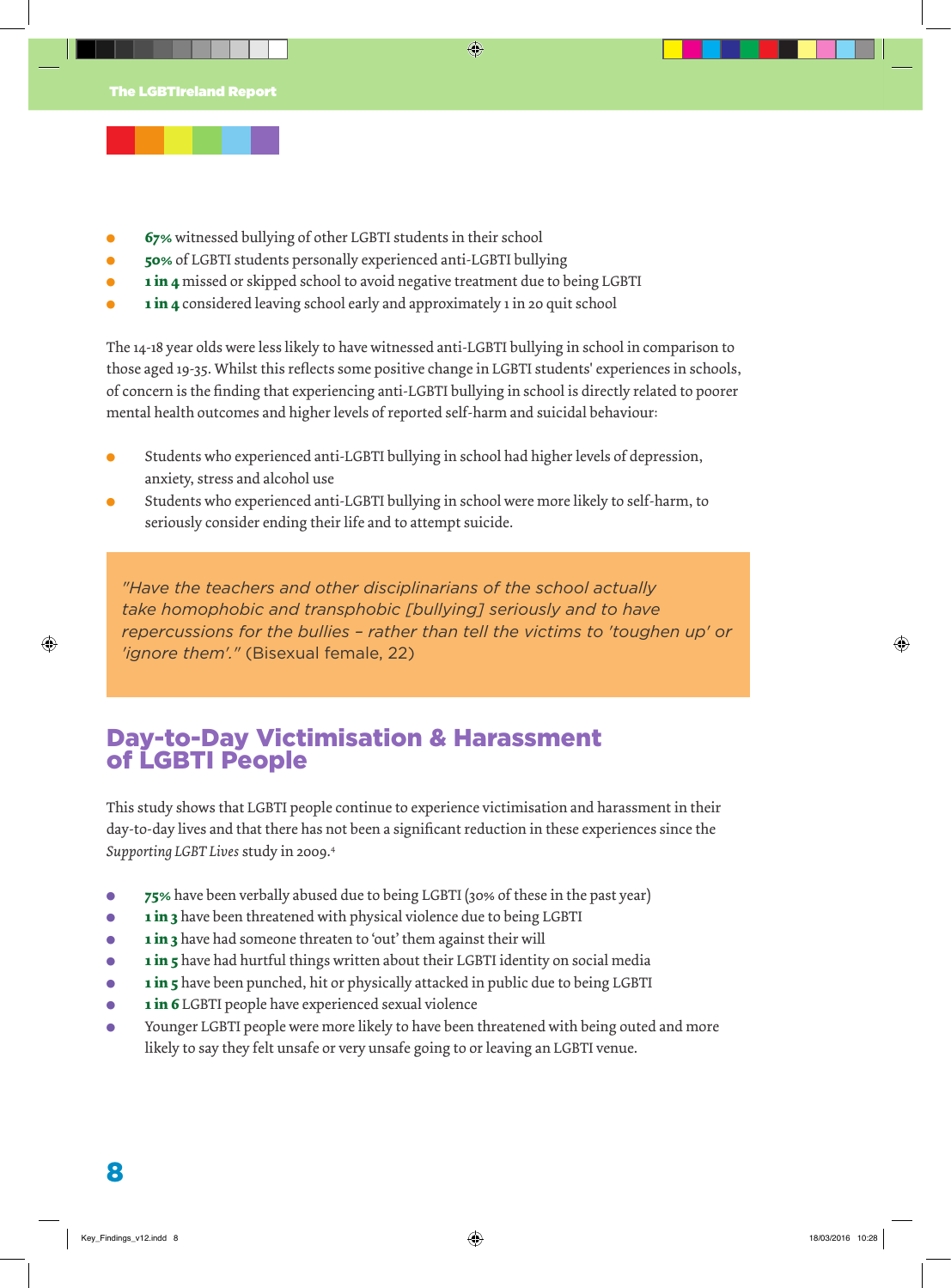- **67%** witnessed bullying of other LGBTI students in their school
- **50%** of LGBTI students personally experienced anti-LGBTI bullying
- **1 in 4** missed or skipped school to avoid negative treatment due to being LGBTI
- **1 in 4** considered leaving school early and approximately 1 in 20 quit school

The 14-18 year olds were less likely to have witnessed anti-LGBTI bullying in school in comparison to those aged 19-35. Whilst this reflects some positive change in LGBTI students' experiences in schools, of concern is the finding that experiencing anti-LGBTI bullying in school is directly related to poorer mental health outcomes and higher levels of reported self-harm and suicidal behaviour:

- Students who experienced anti-LGBTI bullying in school had higher levels of depression, anxiety, stress and alcohol use
- Students who experienced anti-LGBTI bullying in school were more likely to self-harm, to seriously consider ending their life and to attempt suicide.

> *"Have the teachers and other disciplinarians of the school actually take homophobic and transphobic [bullying] seriously and to have repercussions for the bullies – rather than tell the victims to 'toughen up' or 'ignore them'."* (Bisexual female, 22)

## Day-to-Day Victimisation & Harassment of LGBTI People

This study shows that LGBTI people continue to experience victimisation and harassment in their day-to-day lives and that there has not been a significant reduction in these experiences since the *Supporting LGBT Lives* study in 2009.[4]

- **75%** have been verbally abused due to being LGBTI (30% of these in the past year)
- **1 in 3** have been threatened with physical violence due to being LGBTI
- **1 in 3** have had someone threaten to 'out' them against their will
- **1 in 5** have had hurtful things written about their LGBTI identity on social media
- **1 in 5** have been punched, hit or physically attacked in public due to being LGBTI
- **1 in 6** LGBTI people have experienced sexual violence
- Younger LGBTI people were more likely to have been threatened with being outed and more likely to say they felt unsafe or very unsafe going to or leaving an LGBTI venue.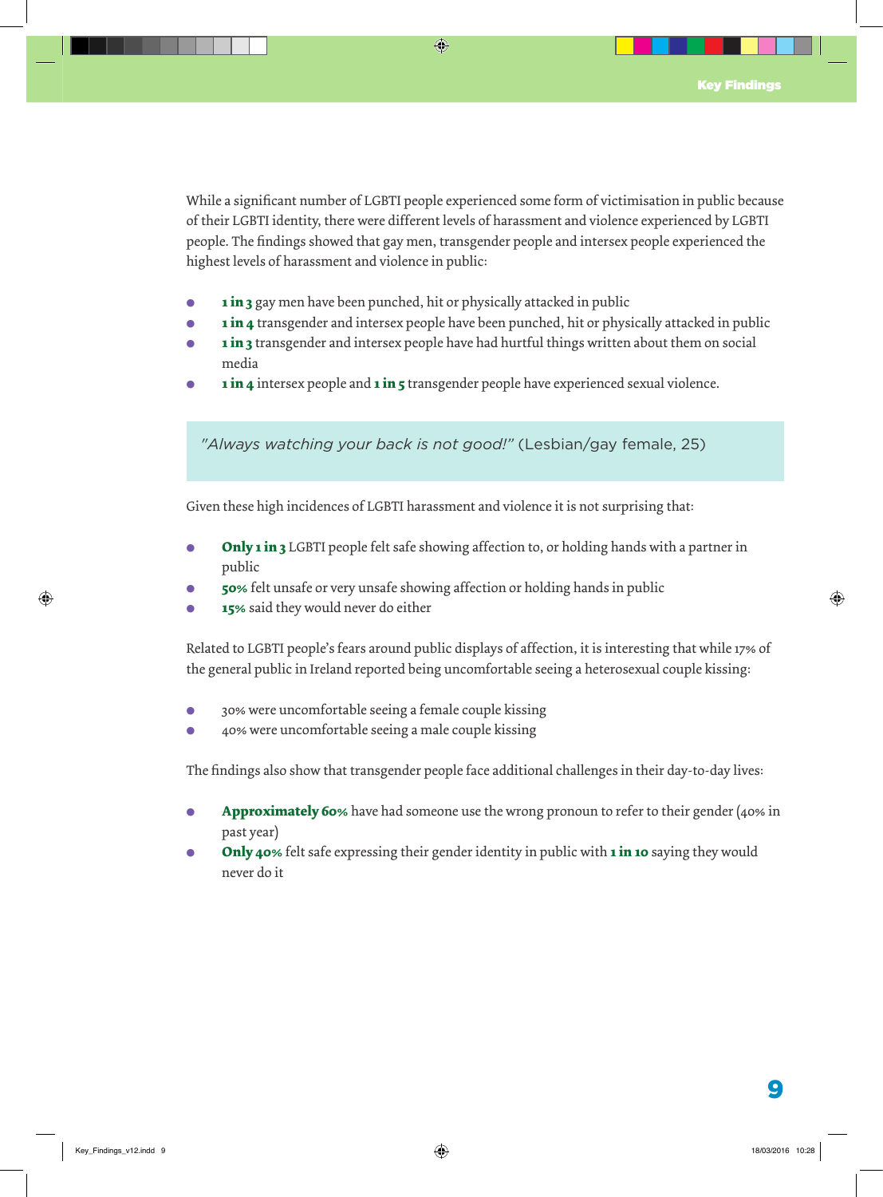While a significant number of LGBTI people experienced some form of victimisation in public because of their LGBTI identity, there were different levels of harassment and violence experienced by LGBTI people. The findings showed that gay men, transgender people and intersex people experienced the highest levels of harassment and violence in public:

- **1 in 3** gay men have been punched, hit or physically attacked in public
- **1 in 4** transgender and intersex people have been punched, hit or physically attacked in public
- **1 in 3** transgender and intersex people have had hurtful things written about them on social media
- **1 in 4** intersex people and **1 in 5** transgender people have experienced sexual violence.

> *"Always watching your back is not good!"* (Lesbian/gay female, 25)

Given these high incidences of LGBTI harassment and violence it is not surprising that:

- **Only 1 in 3** LGBTI people felt safe showing affection to, or holding hands with a partner in public
- **50%** felt unsafe or very unsafe showing affection or holding hands in public
- **15%** said they would never do either

Related to LGBTI people's fears around public displays of affection, it is interesting that while 17% of the general public in Ireland reported being uncomfortable seeing a heterosexual couple kissing:

- 30% were uncomfortable seeing a female couple kissing
- 40% were uncomfortable seeing a male couple kissing

The findings also show that transgender people face additional challenges in their day-to-day lives:

- **Approximately 60%** have had someone use the wrong pronoun to refer to their gender (40% in past year)
- **Only 40%** felt safe expressing their gender identity in public with **1 in 10** saying they would never do it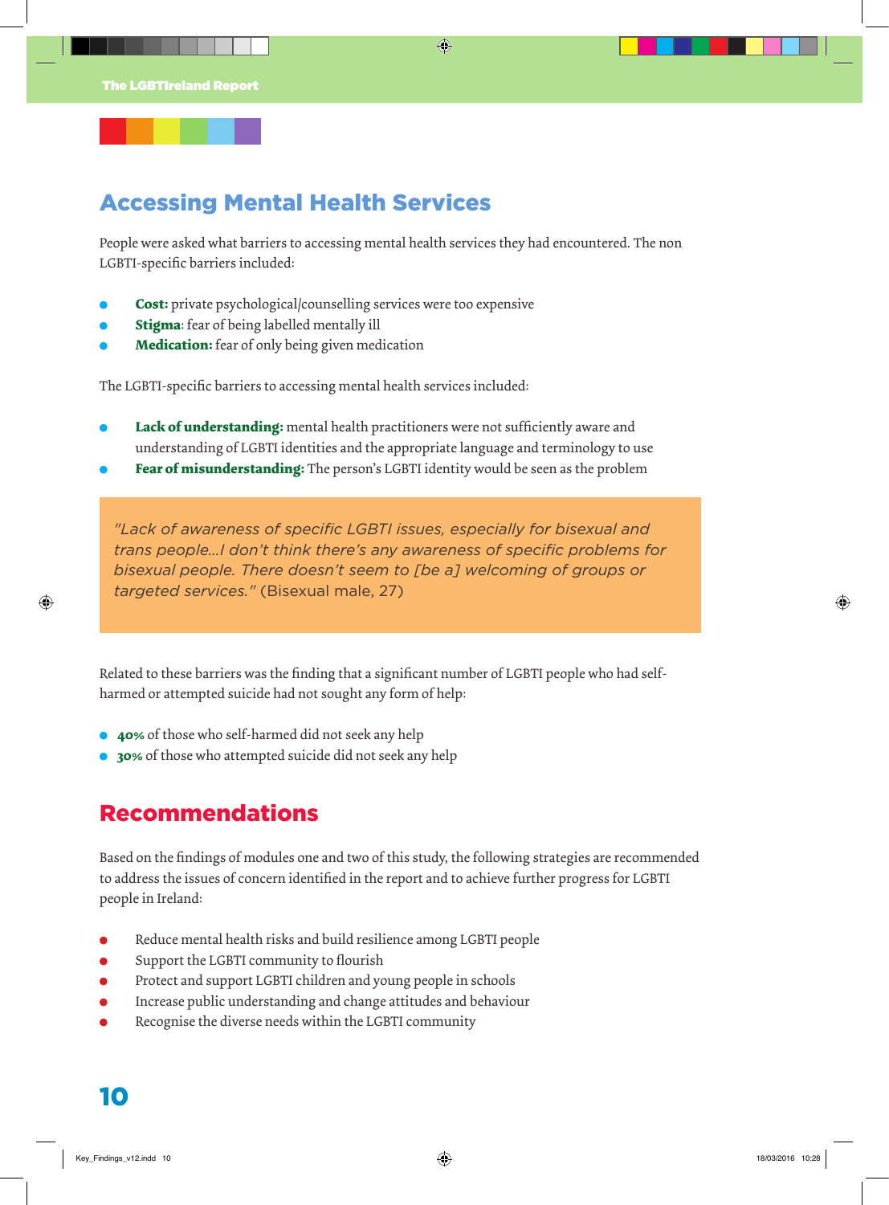## Accessing Mental Health Services

People were asked what barriers to accessing mental health services they had encountered. The non LGBTI-specific barriers included:

- **Cost:** private psychological/counselling services were too expensive
- **Stigma**: fear of being labelled mentally ill
- **Medication:** fear of only being given medication

The LGBTI-specific barriers to accessing mental health services included:

- **Lack of understanding:** mental health practitioners were not sufficiently aware and understanding of LGBTI identities and the appropriate language and terminology to use
- **Fear of misunderstanding:** The person's LGBTI identity would be seen as the problem

> *"Lack of awareness of specific LGBTI issues, especially for bisexual and trans people…I don't think there's any awareness of specific problems for bisexual people. There doesn't seem to [be a] welcoming of groups or targeted services."* (Bisexual male, 27)

Related to these barriers was the finding that a significant number of LGBTI people who had self-harmed or attempted suicide had not sought any form of help:

- **40%** of those who self-harmed did not seek any help
- **30%** of those who attempted suicide did not seek any help

## Recommendations

Based on the findings of modules one and two of this study, the following strategies are recommended to address the issues of concern identified in the report and to achieve further progress for LGBTI people in Ireland:

- Reduce mental health risks and build resilience among LGBTI people
- Support the LGBTI community to flourish
- Protect and support LGBTI children and young people in schools
- Increase public understanding and change attitudes and behaviour
- Recognise the diverse needs within the LGBTI community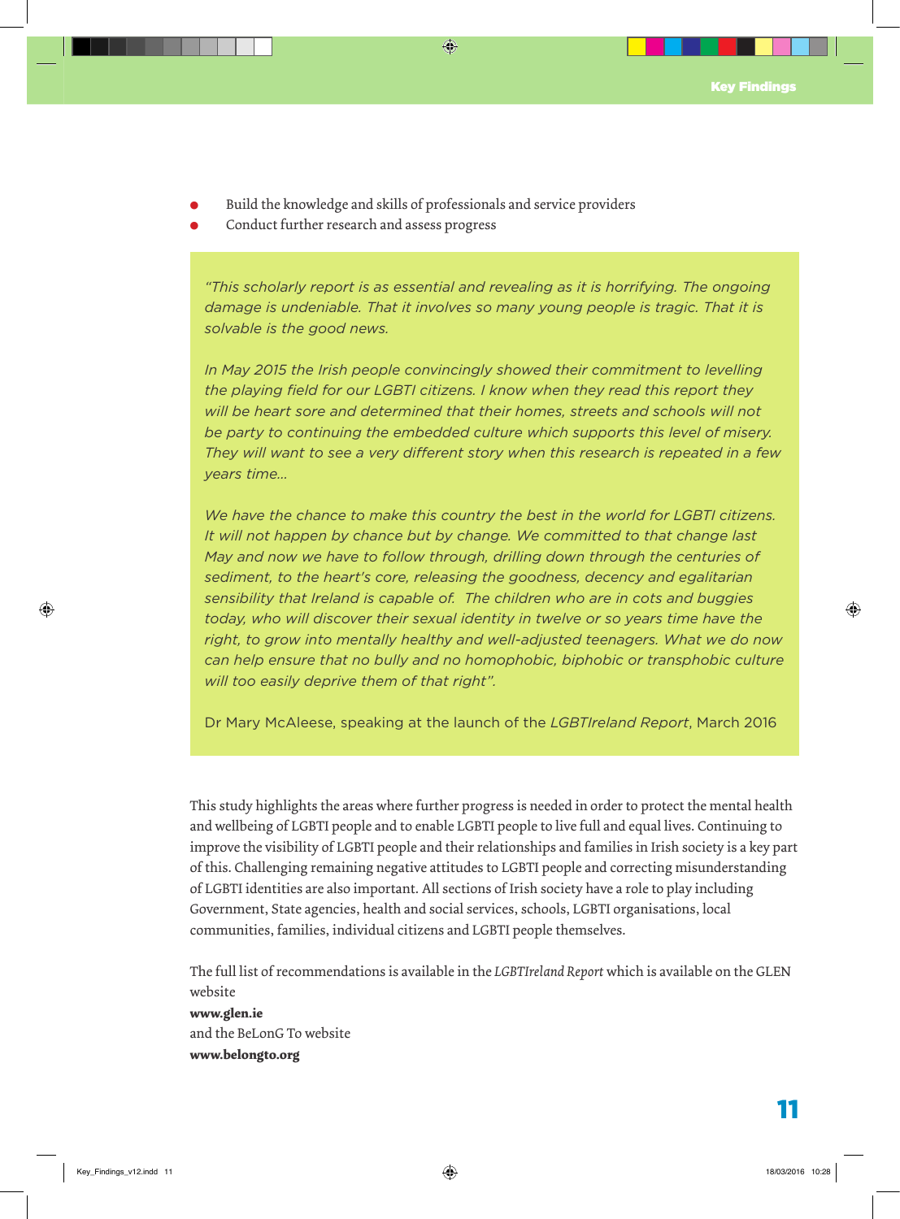- Build the knowledge and skills of professionals and service providers
- Conduct further research and assess progress

> *"This scholarly report is as essential and revealing as it is horrifying. The ongoing damage is undeniable. That it involves so many young people is tragic. That it is solvable is the good news.*
>
> *In May 2015 the Irish people convincingly showed their commitment to levelling the playing field for our LGBTI citizens. I know when they read this report they will be heart sore and determined that their homes, streets and schools will not be party to continuing the embedded culture which supports this level of misery. They will want to see a very different story when this research is repeated in a few years time...*
>
> *We have the chance to make this country the best in the world for LGBTI citizens. It will not happen by chance but by change. We committed to that change last May and now we have to follow through, drilling down through the centuries of sediment, to the heart's core, releasing the goodness, decency and egalitarian sensibility that Ireland is capable of. The children who are in cots and buggies today, who will discover their sexual identity in twelve or so years time have the right, to grow into mentally healthy and well-adjusted teenagers. What we do now can help ensure that no bully and no homophobic, biphobic or transphobic culture will too easily deprive them of that right".*
>
> Dr Mary McAleese, speaking at the launch of the *LGBTIreland Report*, March 2016

This study highlights the areas where further progress is needed in order to protect the mental health and wellbeing of LGBTI people and to enable LGBTI people to live full and equal lives. Continuing to improve the visibility of LGBTI people and their relationships and families in Irish society is a key part of this. Challenging remaining negative attitudes to LGBTI people and correcting misunderstanding of LGBTI identities are also important. All sections of Irish society have a role to play including Government, State agencies, health and social services, schools, LGBTI organisations, local communities, families, individual citizens and LGBTI people themselves.

The full list of recommendations is available in the *LGBTIreland Report* which is available on the GLEN website
**www.glen.ie**
and the BeLonG To website
**www.belongto.org**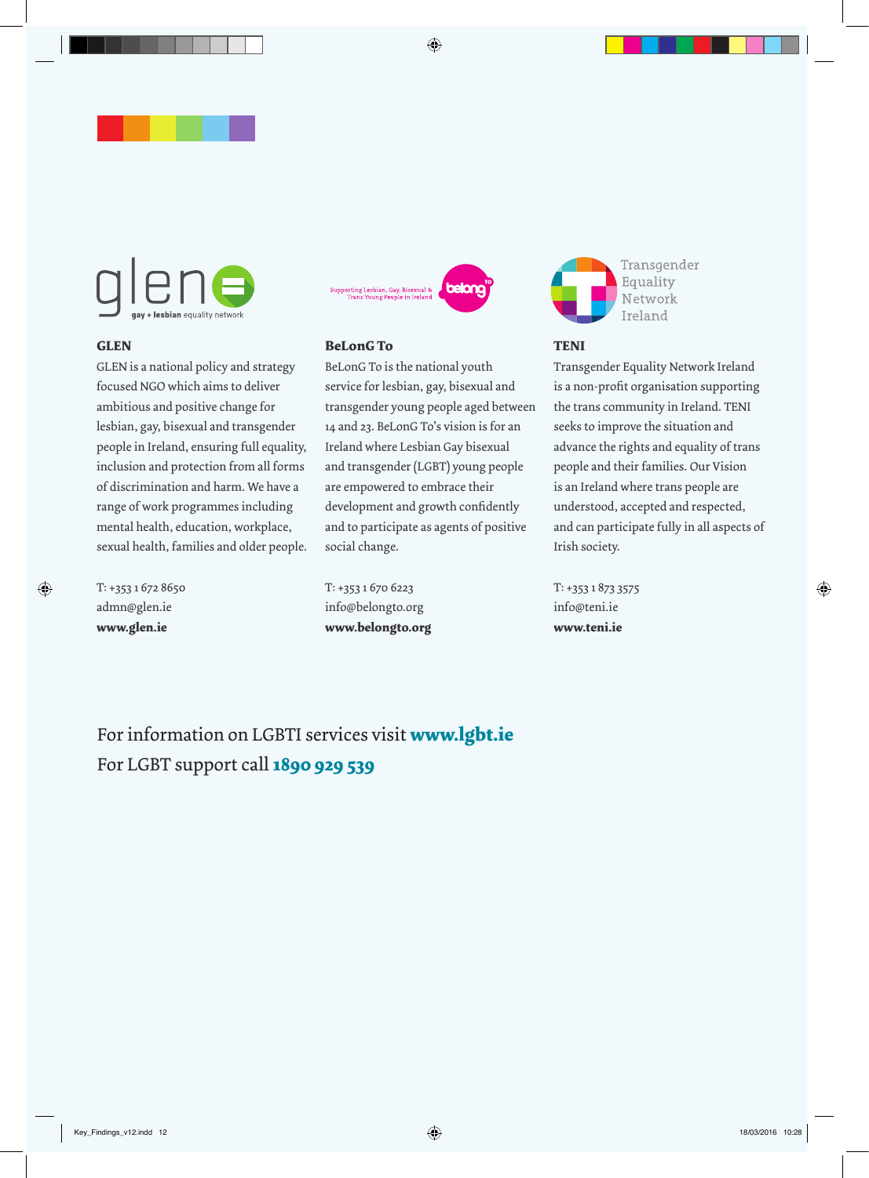glen gay + lesbian equality network

Supporting Lesbian, Gay, Bisexual & Trans Young People in Ireland belong to

Transgender Equality Network Ireland

**GLEN**

GLEN is a national policy and strategy focused NGO which aims to deliver ambitious and positive change for lesbian, gay, bisexual and transgender people in Ireland, ensuring full equality, inclusion and protection from all forms of discrimination and harm. We have a range of work programmes including mental health, education, workplace, sexual health, families and older people.

T: +353 1 672 8650
admn@glen.ie
**www.glen.ie**

**BeLonG To**

BeLonG To is the national youth service for lesbian, gay, bisexual and transgender young people aged between 14 and 23. BeLonG To's vision is for an Ireland where Lesbian Gay bisexual and transgender (LGBT) young people are empowered to embrace their development and growth confidently and to participate as agents of positive social change.

T: +353 1 670 6223
info@belongto.org
**www.belongto.org**

**TENI**

Transgender Equality Network Ireland is a non-profit organisation supporting the trans community in Ireland. TENI seeks to improve the situation and advance the rights and equality of trans people and their families. Our Vision is an Ireland where trans people are understood, accepted and respected, and can participate fully in all aspects of Irish society.

T: +353 1 873 3575
info@teni.ie
**www.teni.ie**

For information on LGBTI services visit **www.lgbt.ie**
For LGBT support call **1890 929 539**